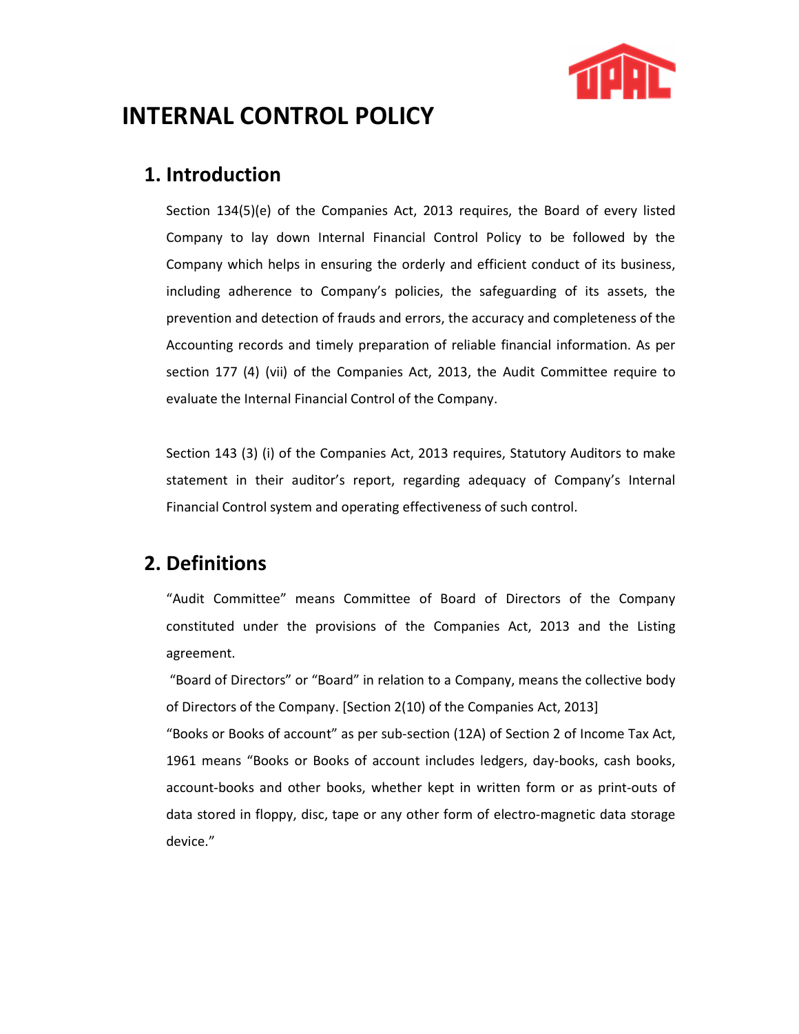# INTERNAL CONTROL POLICY

## 1. Introduction

Section 134(5)(e) of the Companies Act, 2013 requires, the Board of every listed Company to lay down Internal Financial Control Policy to be followed by the Company which helps in ensuring the orderly and efficient conduct of its business, including adherence to Company's policies, the safeguarding of its assets, the prevention and detection of frauds and errors, the accuracy and completeness of the Accounting records and timely preparation of reliable financial information. As per section 177 (4) (vii) of the Companies Act, 2013, the Audit Committee require to evaluate the Internal Financial Control of the Company.

Section 143 (3) (i) of the Companies Act, 2013 requires, Statutory Auditors to make statement in their auditor's report, regarding adequacy of Company's Internal Financial Control system and operating effectiveness of such control.

## 2. Definitions

"Audit Committee" means Committee of Board of Directors of the Company constituted under the provisions of the Companies Act, 2013 and the Listing agreement.

"Board of Directors" or "Board" in relation to a Company, means the collective body of Directors of the Company. [Section 2(10) of the Companies Act, 2013]

"Books or Books of account" as per sub-section (12A) of Section 2 of Income Tax Act, 1961 means "Books or Books of account includes ledgers, day-books, cash books, account-books and other books, whether kept in written form or as print-outs of data stored in floppy, disc, tape or any other form of electro-magnetic data storage device."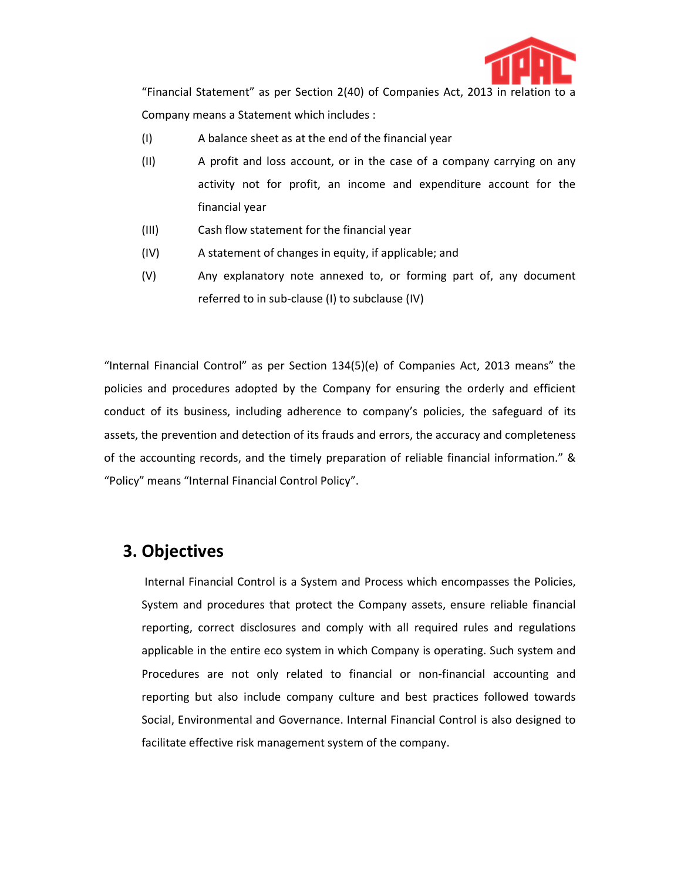"Financial Statement" as per Section 2(40) of Companies Act, 2013 in relation to a Company means a Statement which includes :

(I) A balance sheet as at the end of the financial year

(II) A profit and loss account, or in the case of a company carrying on any activity not for profit, an income and expenditure account for the financial year

(III) Cash flow statement for the financial year

(IV) A statement of changes in equity, if applicable; and

(V) Any explanatory note annexed to, or forming part of, any document referred to in sub-clause (I) to subclause (IV)

"Internal Financial Control" as per Section 134(5)(e) of Companies Act, 2013 means" the policies and procedures adopted by the Company for ensuring the orderly and efficient conduct of its business, including adherence to company's policies, the safeguard of its assets, the prevention and detection of its frauds and errors, the accuracy and completeness of the accounting records, and the timely preparation of reliable financial information." & "Policy" means "Internal Financial Control Policy".

## 3. Objectives

Internal Financial Control is a System and Process which encompasses the Policies, System and procedures that protect the Company assets, ensure reliable financial reporting, correct disclosures and comply with all required rules and regulations applicable in the entire eco system in which Company is operating. Such system and Procedures are not only related to financial or non-financial accounting and reporting but also include company culture and best practices followed towards Social, Environmental and Governance. Internal Financial Control is also designed to facilitate effective risk management system of the company.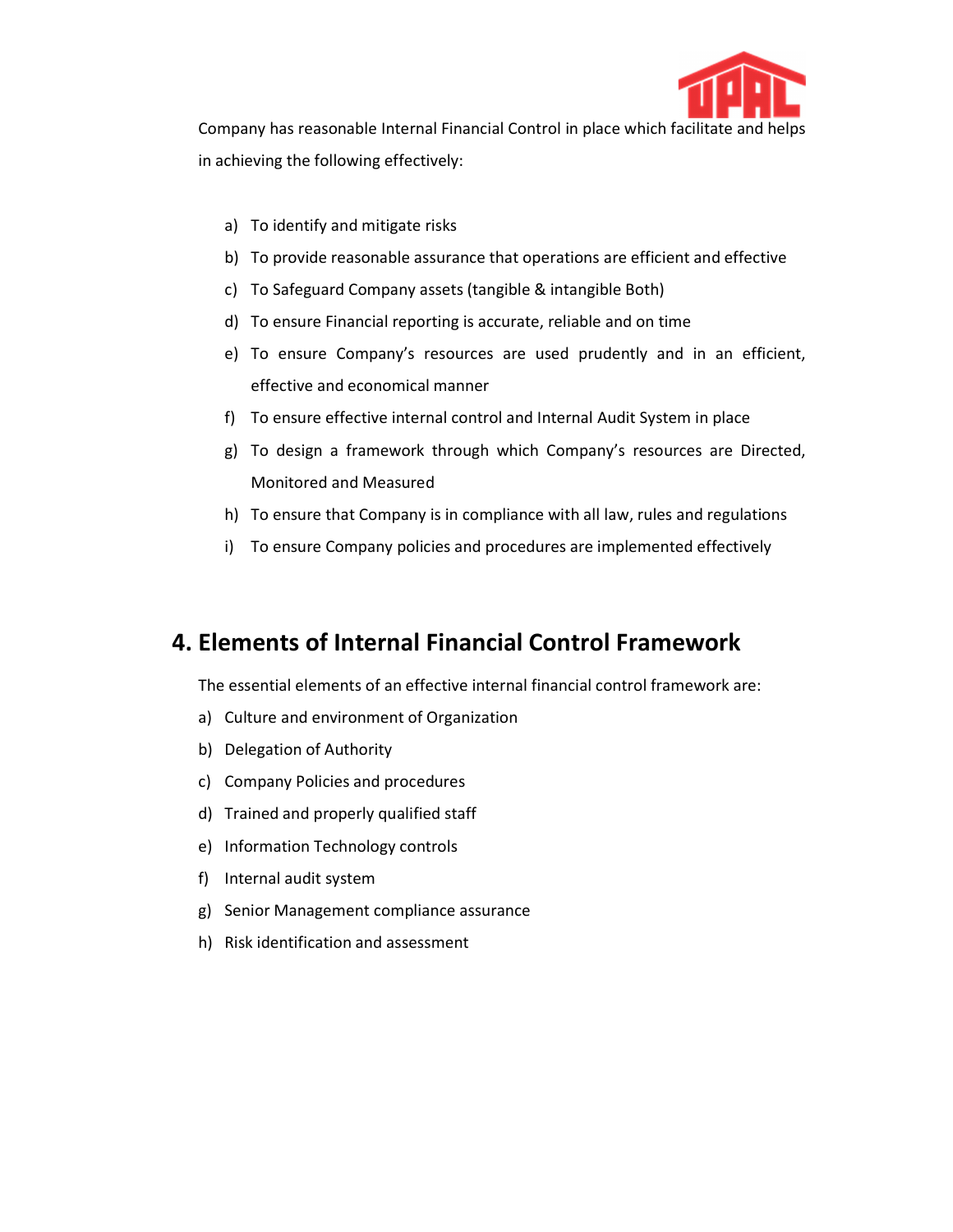Company has reasonable Internal Financial Control in place which facilitate and helps in achieving the following effectively:

a) To identify and mitigate risks
b) To provide reasonable assurance that operations are efficient and effective
c) To Safeguard Company assets (tangible & intangible Both)
d) To ensure Financial reporting is accurate, reliable and on time
e) To ensure Company's resources are used prudently and in an efficient, effective and economical manner
f) To ensure effective internal control and Internal Audit System in place
g) To design a framework through which Company's resources are Directed, Monitored and Measured
h) To ensure that Company is in compliance with all law, rules and regulations
i) To ensure Company policies and procedures are implemented effectively

## 4. Elements of Internal Financial Control Framework

The essential elements of an effective internal financial control framework are:

a) Culture and environment of Organization
b) Delegation of Authority
c) Company Policies and procedures
d) Trained and properly qualified staff
e) Information Technology controls
f) Internal audit system
g) Senior Management compliance assurance
h) Risk identification and assessment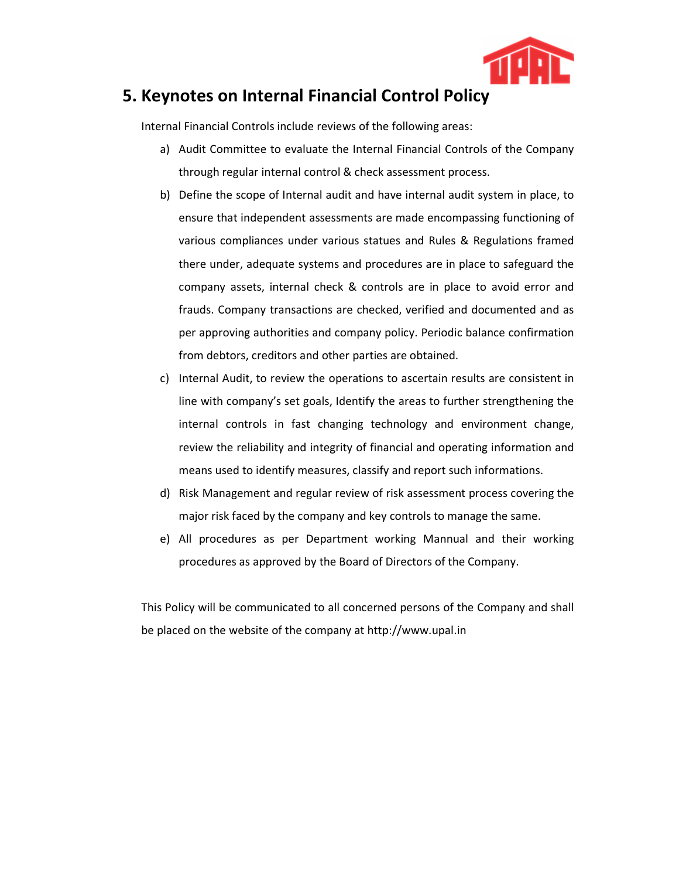## 5. Keynotes on Internal Financial Control Policy

Internal Financial Controls include reviews of the following areas:

a) Audit Committee to evaluate the Internal Financial Controls of the Company through regular internal control & check assessment process.

b) Define the scope of Internal audit and have internal audit system in place, to ensure that independent assessments are made encompassing functioning of various compliances under various statues and Rules & Regulations framed there under, adequate systems and procedures are in place to safeguard the company assets, internal check & controls are in place to avoid error and frauds. Company transactions are checked, verified and documented and as per approving authorities and company policy. Periodic balance confirmation from debtors, creditors and other parties are obtained.

c) Internal Audit, to review the operations to ascertain results are consistent in line with company's set goals, Identify the areas to further strengthening the internal controls in fast changing technology and environment change, review the reliability and integrity of financial and operating information and means used to identify measures, classify and report such informations.

d) Risk Management and regular review of risk assessment process covering the major risk faced by the company and key controls to manage the same.

e) All procedures as per Department working Mannual and their working procedures as approved by the Board of Directors of the Company.

This Policy will be communicated to all concerned persons of the Company and shall be placed on the website of the company at http://www.upal.in